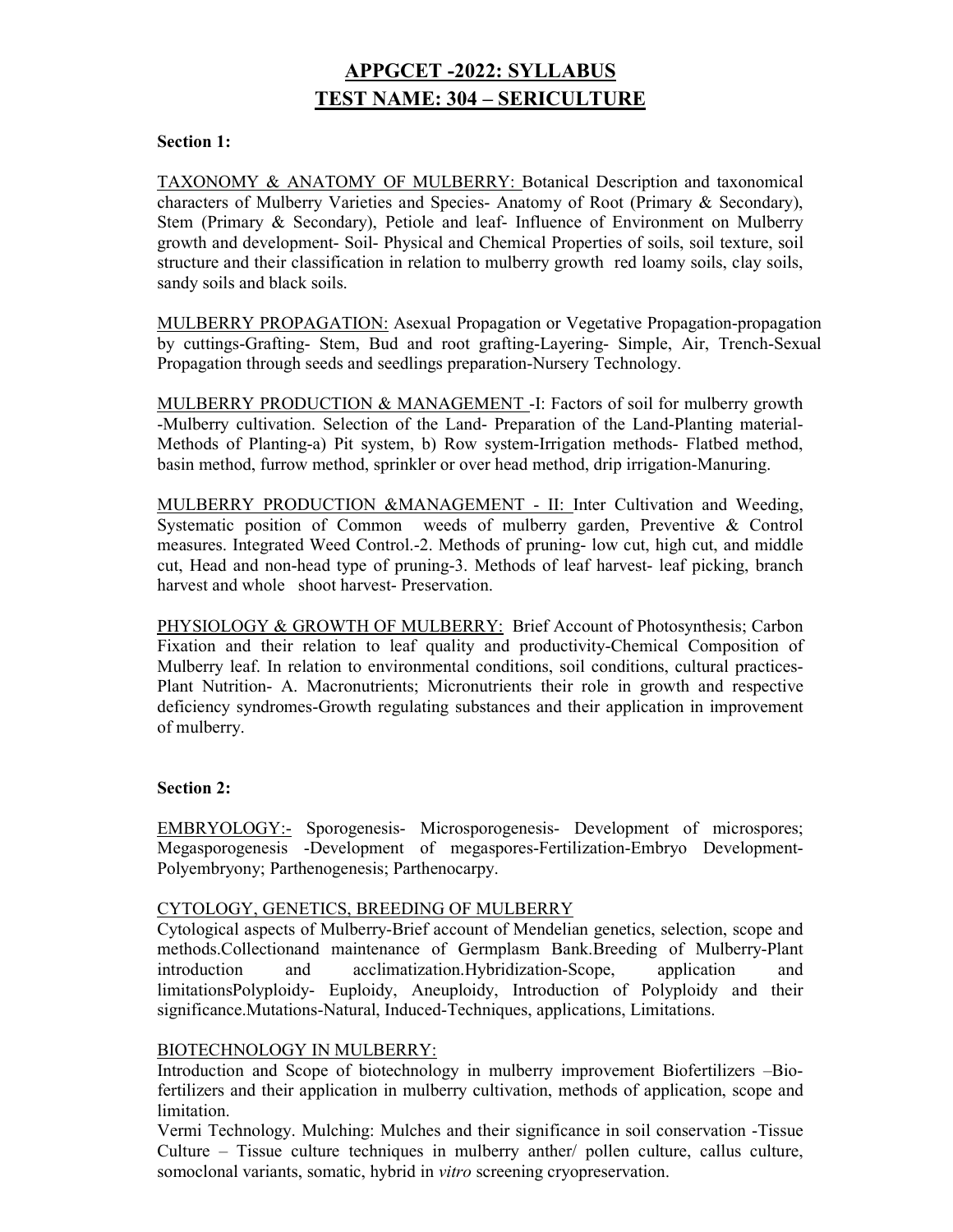# APPGCET -2022: SYLLABUS
# TEST NAME: 304 – SERICULTURE

**Section 1:**

TAXONOMY & ANATOMY OF MULBERRY: Botanical Description and taxonomical characters of Mulberry Varieties and Species- Anatomy of Root (Primary & Secondary), Stem (Primary & Secondary), Petiole and leaf- Influence of Environment on Mulberry growth and development- Soil- Physical and Chemical Properties of soils, soil texture, soil structure and their classification in relation to mulberry growth red loamy soils, clay soils, sandy soils and black soils.

MULBERRY PROPAGATION: Asexual Propagation or Vegetative Propagation-propagation by cuttings-Grafting- Stem, Bud and root grafting-Layering- Simple, Air, Trench-Sexual Propagation through seeds and seedlings preparation-Nursery Technology.

MULBERRY PRODUCTION & MANAGEMENT -I: Factors of soil for mulberry growth -Mulberry cultivation. Selection of the Land- Preparation of the Land-Planting material- Methods of Planting-a) Pit system, b) Row system-Irrigation methods- Flatbed method, basin method, furrow method, sprinkler or over head method, drip irrigation-Manuring.

MULBERRY PRODUCTION &MANAGEMENT - II: Inter Cultivation and Weeding, Systematic position of Common weeds of mulberry garden, Preventive & Control measures. Integrated Weed Control.-2. Methods of pruning- low cut, high cut, and middle cut, Head and non-head type of pruning-3. Methods of leaf harvest- leaf picking, branch harvest and whole shoot harvest- Preservation.

PHYSIOLOGY & GROWTH OF MULBERRY: Brief Account of Photosynthesis; Carbon Fixation and their relation to leaf quality and productivity-Chemical Composition of Mulberry leaf. In relation to environmental conditions, soil conditions, cultural practices-Plant Nutrition- A. Macronutrients; Micronutrients their role in growth and respective deficiency syndromes-Growth regulating substances and their application in improvement of mulberry.

**Section 2:**

EMBRYOLOGY:- Sporogenesis- Microsporogenesis- Development of microspores; Megasporogenesis -Development of megaspores-Fertilization-Embryo Development-Polyembryony; Parthenogenesis; Parthenocarpy.

CYTOLOGY, GENETICS, BREEDING OF MULBERRY

Cytological aspects of Mulberry-Brief account of Mendelian genetics, selection, scope and methods.Collectionand maintenance of Germplasm Bank.Breeding of Mulberry-Plant introduction and acclimatization.Hybridization-Scope, application and limitationsPolyploidy- Euploidy, Aneuploidy, Introduction of Polyploidy and their significance.Mutations-Natural, Induced-Techniques, applications, Limitations.

BIOTECHNOLOGY IN MULBERRY:

Introduction and Scope of biotechnology in mulberry improvement Biofertilizers –Bio-fertilizers and their application in mulberry cultivation, methods of application, scope and limitation.

Vermi Technology. Mulching: Mulches and their significance in soil conservation -Tissue Culture – Tissue culture techniques in mulberry anther/ pollen culture, callus culture, somoclonal variants, somatic, hybrid in *vitro* screening cryopreservation.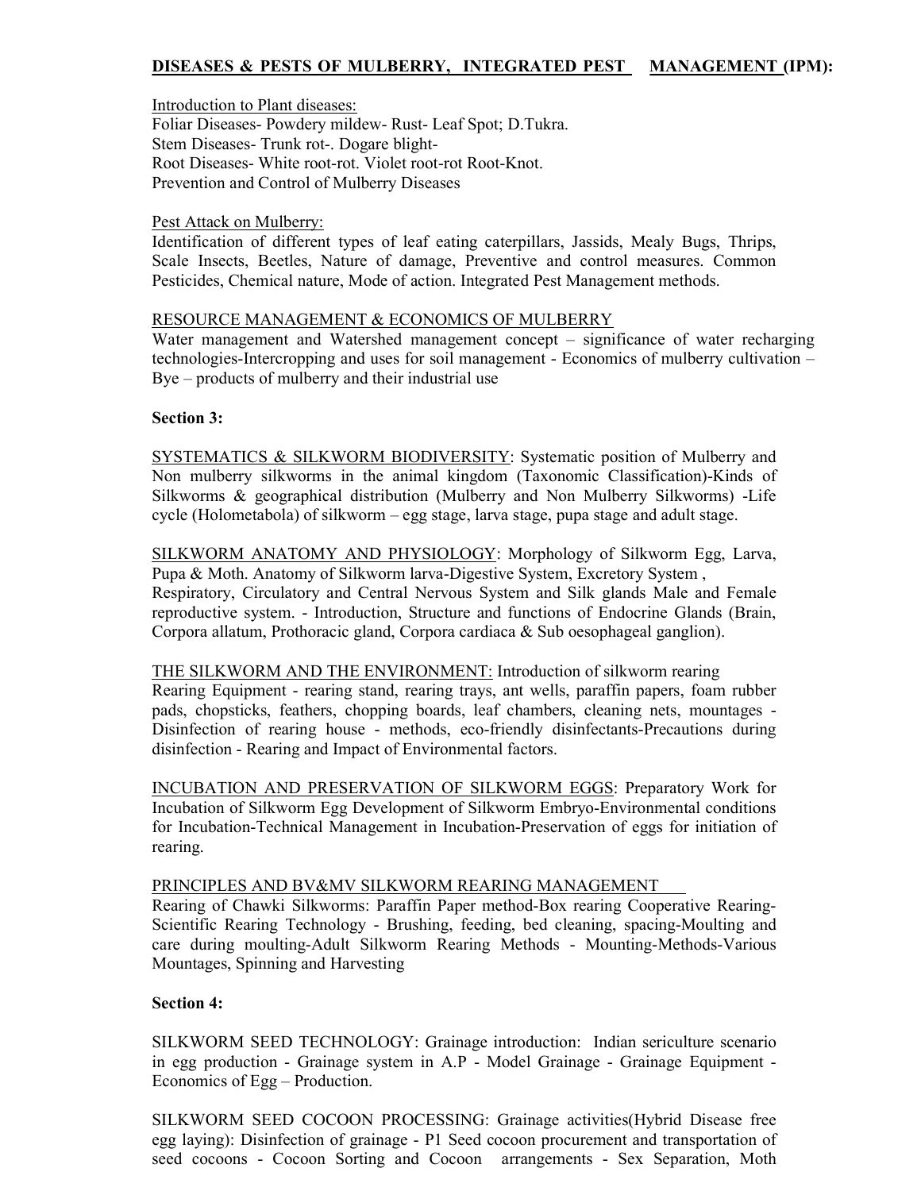**DISEASES & PESTS OF MULBERRY, INTEGRATED PEST MANAGEMENT (IPM):**

Introduction to Plant diseases:
Foliar Diseases- Powdery mildew- Rust- Leaf Spot; D.Tukra.
Stem Diseases- Trunk rot-. Dogare blight-
Root Diseases- White root-rot. Violet root-rot Root-Knot.
Prevention and Control of Mulberry Diseases

Pest Attack on Mulberry:
Identification of different types of leaf eating caterpillars, Jassids, Mealy Bugs, Thrips, Scale Insects, Beetles, Nature of damage, Preventive and control measures. Common Pesticides, Chemical nature, Mode of action. Integrated Pest Management methods.

RESOURCE MANAGEMENT & ECONOMICS OF MULBERRY
Water management and Watershed management concept – significance of water recharging technologies-Intercropping and uses for soil management - Economics of mulberry cultivation – Bye – products of mulberry and their industrial use

**Section 3:**

SYSTEMATICS & SILKWORM BIODIVERSITY: Systematic position of Mulberry and Non mulberry silkworms in the animal kingdom (Taxonomic Classification)-Kinds of Silkworms & geographical distribution (Mulberry and Non Mulberry Silkworms) -Life cycle (Holometabola) of silkworm – egg stage, larva stage, pupa stage and adult stage.

SILKWORM ANATOMY AND PHYSIOLOGY: Morphology of Silkworm Egg, Larva, Pupa & Moth. Anatomy of Silkworm larva-Digestive System, Excretory System , Respiratory, Circulatory and Central Nervous System and Silk glands Male and Female reproductive system. - Introduction, Structure and functions of Endocrine Glands (Brain, Corpora allatum, Prothoracic gland, Corpora cardiaca & Sub oesophageal ganglion).

THE SILKWORM AND THE ENVIRONMENT: Introduction of silkworm rearing
Rearing Equipment - rearing stand, rearing trays, ant wells, paraffin papers, foam rubber pads, chopsticks, feathers, chopping boards, leaf chambers, cleaning nets, mountages - Disinfection of rearing house - methods, eco-friendly disinfectants-Precautions during disinfection - Rearing and Impact of Environmental factors.

INCUBATION AND PRESERVATION OF SILKWORM EGGS: Preparatory Work for Incubation of Silkworm Egg Development of Silkworm Embryo-Environmental conditions for Incubation-Technical Management in Incubation-Preservation of eggs for initiation of rearing.

PRINCIPLES AND BV&MV SILKWORM REARING MANAGEMENT
Rearing of Chawki Silkworms: Paraffin Paper method-Box rearing Cooperative Rearing-Scientific Rearing Technology - Brushing, feeding, bed cleaning, spacing-Moulting and care during moulting-Adult Silkworm Rearing Methods - Mounting-Methods-Various Mountages, Spinning and Harvesting

**Section 4:**

SILKWORM SEED TECHNOLOGY: Grainage introduction: Indian sericulture scenario in egg production - Grainage system in A.P - Model Grainage - Grainage Equipment - Economics of Egg – Production.

SILKWORM SEED COCOON PROCESSING: Grainage activities(Hybrid Disease free egg laying): Disinfection of grainage - P1 Seed cocoon procurement and transportation of seed cocoons - Cocoon Sorting and Cocoon arrangements - Sex Separation, Moth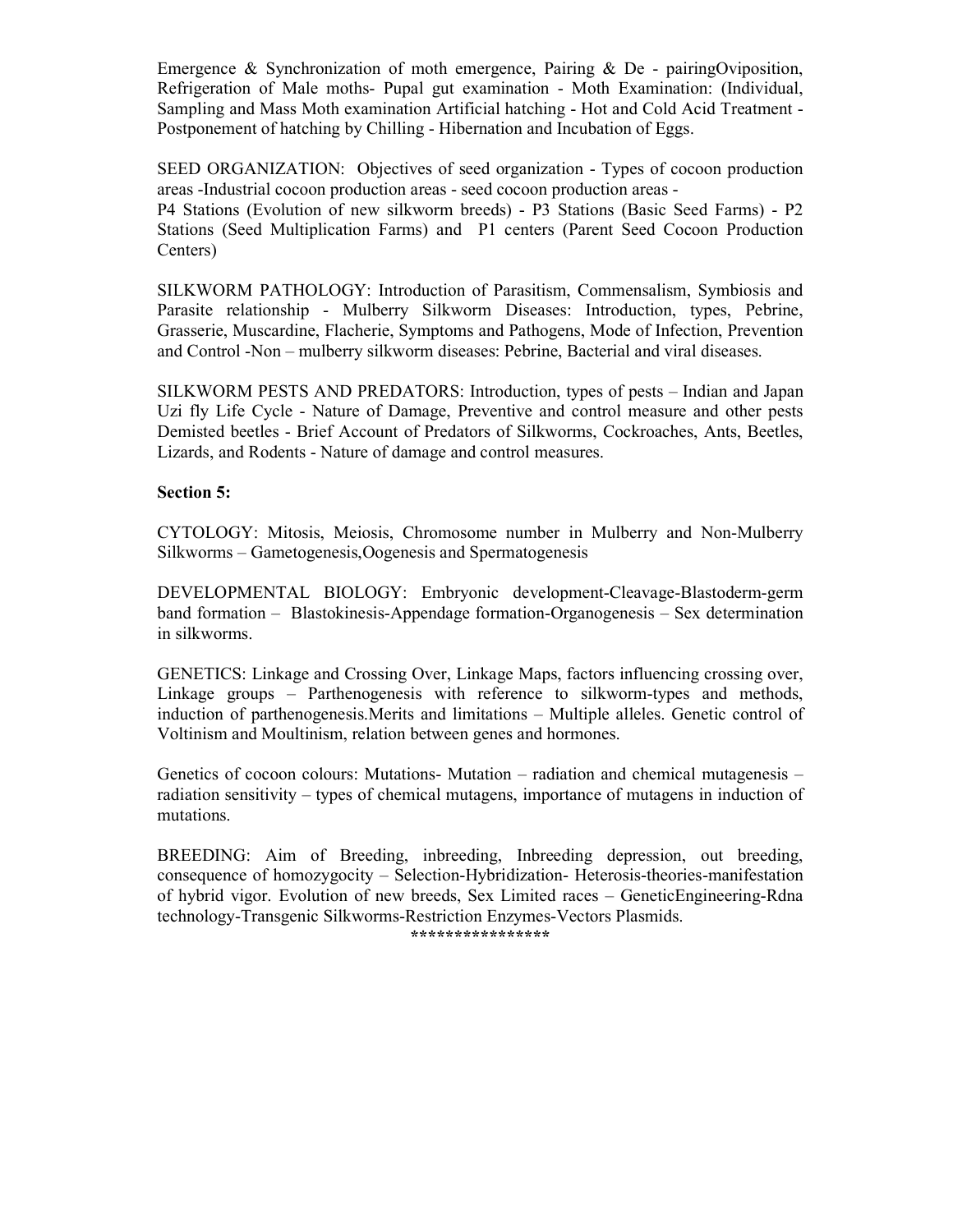Emergence & Synchronization of moth emergence, Pairing & De - pairingOviposition, Refrigeration of Male moths- Pupal gut examination - Moth Examination: (Individual, Sampling and Mass Moth examination Artificial hatching - Hot and Cold Acid Treatment - Postponement of hatching by Chilling - Hibernation and Incubation of Eggs.

SEED ORGANIZATION: Objectives of seed organization - Types of cocoon production areas -Industrial cocoon production areas - seed cocoon production areas -
P4 Stations (Evolution of new silkworm breeds) - P3 Stations (Basic Seed Farms) - P2 Stations (Seed Multiplication Farms) and P1 centers (Parent Seed Cocoon Production Centers)

SILKWORM PATHOLOGY: Introduction of Parasitism, Commensalism, Symbiosis and Parasite relationship - Mulberry Silkworm Diseases: Introduction, types, Pebrine, Grasserie, Muscardine, Flacherie, Symptoms and Pathogens, Mode of Infection, Prevention and Control -Non – mulberry silkworm diseases: Pebrine, Bacterial and viral diseases.

SILKWORM PESTS AND PREDATORS: Introduction, types of pests – Indian and Japan Uzi fly Life Cycle - Nature of Damage, Preventive and control measure and other pests Demisted beetles - Brief Account of Predators of Silkworms, Cockroaches, Ants, Beetles, Lizards, and Rodents - Nature of damage and control measures.

**Section 5:**

CYTOLOGY: Mitosis, Meiosis, Chromosome number in Mulberry and Non-Mulberry Silkworms – Gametogenesis,Oogenesis and Spermatogenesis

DEVELOPMENTAL BIOLOGY: Embryonic development-Cleavage-Blastoderm-germ band formation – Blastokinesis-Appendage formation-Organogenesis – Sex determination in silkworms.

GENETICS: Linkage and Crossing Over, Linkage Maps, factors influencing crossing over, Linkage groups – Parthenogenesis with reference to silkworm-types and methods, induction of parthenogenesis.Merits and limitations – Multiple alleles. Genetic control of Voltinism and Moultinism, relation between genes and hormones.

Genetics of cocoon colours: Mutations- Mutation – radiation and chemical mutagenesis – radiation sensitivity – types of chemical mutagens, importance of mutagens in induction of mutations.

BREEDING: Aim of Breeding, inbreeding, Inbreeding depression, out breeding, consequence of homozygocity – Selection-Hybridization- Heterosis-theories-manifestation of hybrid vigor. Evolution of new breeds, Sex Limited races – GeneticEngineering-Rdna technology-Transgenic Silkworms-Restriction Enzymes-Vectors Plasmids.

****************